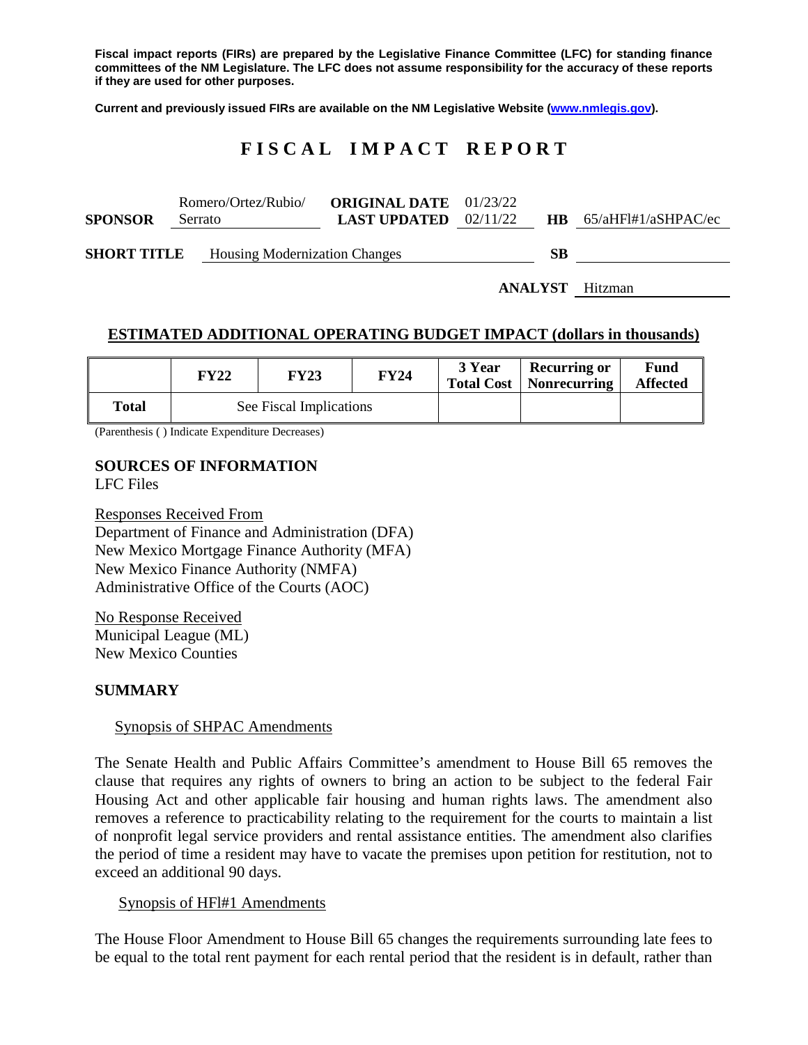**Fiscal impact reports (FIRs) are prepared by the Legislative Finance Committee (LFC) for standing finance committees of the NM Legislature. The LFC does not assume responsibility for the accuracy of these reports if they are used for other purposes.**

**Current and previously issued FIRs are available on the NM Legislative Website (www.nmlegis.gov).**

# F I S C A L   I M P A C T   R E P O R T

**SPONSOR** Romero/Ortez/Rubio/ Serrato **ORIGINAL DATE** 01/23/22 **LAST UPDATED** 02/11/22 **HB** 65/aHFl#1/aSHPAC/ec

**SHORT TITLE** Housing Modernization Changes **SB**

**ANALYST** Hitzman

## ESTIMATED ADDITIONAL OPERATING BUDGET IMPACT (dollars in thousands)

| | FY22 | FY23 | FY24 | 3 Year Total Cost | Recurring or Nonrecurring | Fund Affected |
|---|---|---|---|---|---|---|
| **Total** | See Fiscal Implications | | | | | |

(Parenthesis ( ) Indicate Expenditure Decreases)

## SOURCES OF INFORMATION

LFC Files

Responses Received From
Department of Finance and Administration (DFA)
New Mexico Mortgage Finance Authority (MFA)
New Mexico Finance Authority (NMFA)
Administrative Office of the Courts (AOC)

No Response Received
Municipal League (ML)
New Mexico Counties

## SUMMARY

Synopsis of SHPAC Amendments

The Senate Health and Public Affairs Committee's amendment to House Bill 65 removes the clause that requires any rights of owners to bring an action to be subject to the federal Fair Housing Act and other applicable fair housing and human rights laws. The amendment also removes a reference to practicability relating to the requirement for the courts to maintain a list of nonprofit legal service providers and rental assistance entities. The amendment also clarifies the period of time a resident may have to vacate the premises upon petition for restitution, not to exceed an additional 90 days.

Synopsis of HFl#1 Amendments

The House Floor Amendment to House Bill 65 changes the requirements surrounding late fees to be equal to the total rent payment for each rental period that the resident is in default, rather than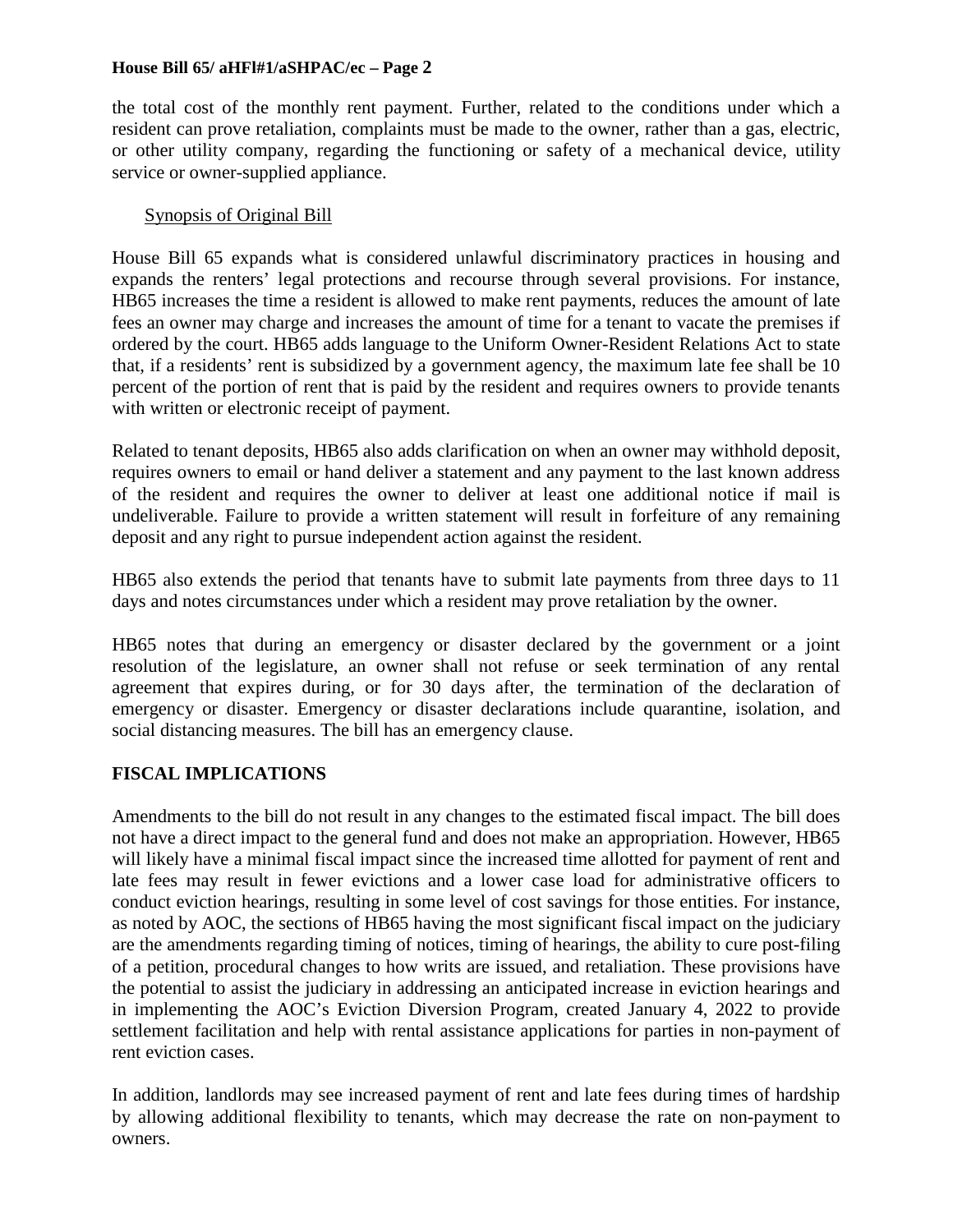the total cost of the monthly rent payment. Further, related to the conditions under which a resident can prove retaliation, complaints must be made to the owner, rather than a gas, electric, or other utility company, regarding the functioning or safety of a mechanical device, utility service or owner-supplied appliance.

Synopsis of Original Bill

House Bill 65 expands what is considered unlawful discriminatory practices in housing and expands the renters' legal protections and recourse through several provisions. For instance, HB65 increases the time a resident is allowed to make rent payments, reduces the amount of late fees an owner may charge and increases the amount of time for a tenant to vacate the premises if ordered by the court. HB65 adds language to the Uniform Owner-Resident Relations Act to state that, if a residents' rent is subsidized by a government agency, the maximum late fee shall be 10 percent of the portion of rent that is paid by the resident and requires owners to provide tenants with written or electronic receipt of payment.

Related to tenant deposits, HB65 also adds clarification on when an owner may withhold deposit, requires owners to email or hand deliver a statement and any payment to the last known address of the resident and requires the owner to deliver at least one additional notice if mail is undeliverable. Failure to provide a written statement will result in forfeiture of any remaining deposit and any right to pursue independent action against the resident.

HB65 also extends the period that tenants have to submit late payments from three days to 11 days and notes circumstances under which a resident may prove retaliation by the owner.

HB65 notes that during an emergency or disaster declared by the government or a joint resolution of the legislature, an owner shall not refuse or seek termination of any rental agreement that expires during, or for 30 days after, the termination of the declaration of emergency or disaster. Emergency or disaster declarations include quarantine, isolation, and social distancing measures. The bill has an emergency clause.

## FISCAL IMPLICATIONS

Amendments to the bill do not result in any changes to the estimated fiscal impact. The bill does not have a direct impact to the general fund and does not make an appropriation. However, HB65 will likely have a minimal fiscal impact since the increased time allotted for payment of rent and late fees may result in fewer evictions and a lower case load for administrative officers to conduct eviction hearings, resulting in some level of cost savings for those entities. For instance, as noted by AOC, the sections of HB65 having the most significant fiscal impact on the judiciary are the amendments regarding timing of notices, timing of hearings, the ability to cure post-filing of a petition, procedural changes to how writs are issued, and retaliation. These provisions have the potential to assist the judiciary in addressing an anticipated increase in eviction hearings and in implementing the AOC's Eviction Diversion Program, created January 4, 2022 to provide settlement facilitation and help with rental assistance applications for parties in non-payment of rent eviction cases.

In addition, landlords may see increased payment of rent and late fees during times of hardship by allowing additional flexibility to tenants, which may decrease the rate on non-payment to owners.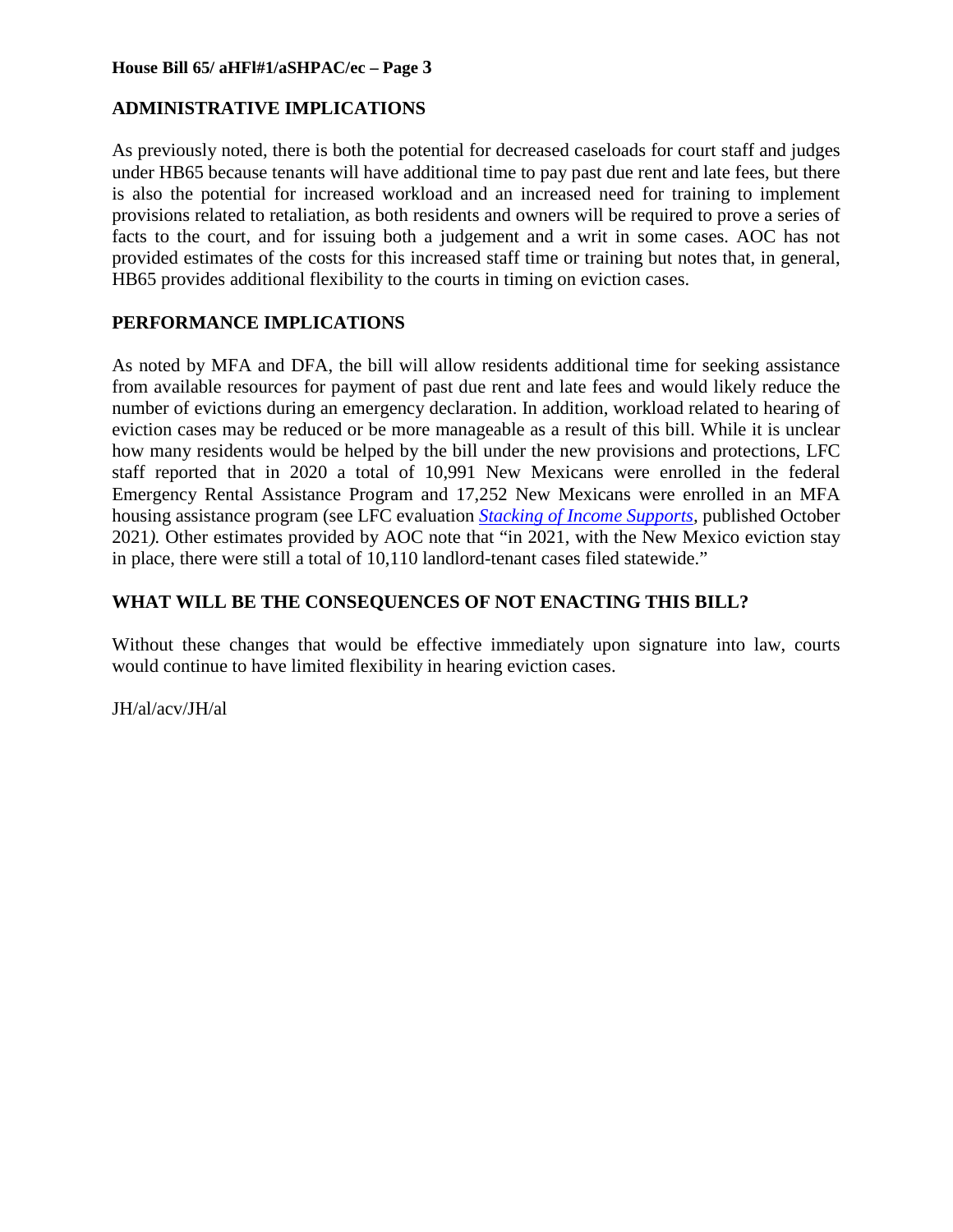## ADMINISTRATIVE IMPLICATIONS

As previously noted, there is both the potential for decreased caseloads for court staff and judges under HB65 because tenants will have additional time to pay past due rent and late fees, but there is also the potential for increased workload and an increased need for training to implement provisions related to retaliation, as both residents and owners will be required to prove a series of facts to the court, and for issuing both a judgement and a writ in some cases. AOC has not provided estimates of the costs for this increased staff time or training but notes that, in general, HB65 provides additional flexibility to the courts in timing on eviction cases.

## PERFORMANCE IMPLICATIONS

As noted by MFA and DFA, the bill will allow residents additional time for seeking assistance from available resources for payment of past due rent and late fees and would likely reduce the number of evictions during an emergency declaration. In addition, workload related to hearing of eviction cases may be reduced or be more manageable as a result of this bill. While it is unclear how many residents would be helped by the bill under the new provisions and protections, LFC staff reported that in 2020 a total of 10,991 New Mexicans were enrolled in the federal Emergency Rental Assistance Program and 17,252 New Mexicans were enrolled in an MFA housing assistance program (see LFC evaluation *Stacking of Income Supports*, published October 2021*).* Other estimates provided by AOC note that "in 2021, with the New Mexico eviction stay in place, there were still a total of 10,110 landlord-tenant cases filed statewide."

## WHAT WILL BE THE CONSEQUENCES OF NOT ENACTING THIS BILL?

Without these changes that would be effective immediately upon signature into law, courts would continue to have limited flexibility in hearing eviction cases.

JH/al/acv/JH/al